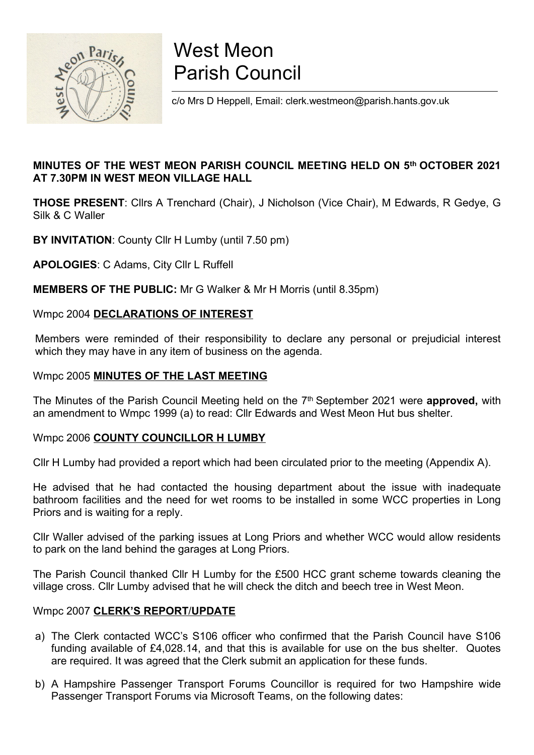# West Meon Parish Council

c/o Mrs D Heppell, Email: clerk.westmeon@parish.hants.gov.uk

**MINUTES OF THE WEST MEON PARISH COUNCIL MEETING HELD ON 5th OCTOBER 2021 AT 7.30PM IN WEST MEON VILLAGE HALL**

**THOSE PRESENT**: Cllrs A Trenchard (Chair), J Nicholson (Vice Chair), M Edwards, R Gedye, G Silk & C Waller

**BY INVITATION**: County Cllr H Lumby (until 7.50 pm)

**APOLOGIES**: C Adams, City Cllr L Ruffell

**MEMBERS OF THE PUBLIC:** Mr G Walker & Mr H Morris (until 8.35pm)

Wmpc 2004 **DECLARATIONS OF INTEREST**

Members were reminded of their responsibility to declare any personal or prejudicial interest which they may have in any item of business on the agenda.

Wmpc 2005 **MINUTES OF THE LAST MEETING**

The Minutes of the Parish Council Meeting held on the 7th September 2021 were **approved,** with an amendment to Wmpc 1999 (a) to read: Cllr Edwards and West Meon Hut bus shelter.

Wmpc 2006 **COUNTY COUNCILLOR H LUMBY**

Cllr H Lumby had provided a report which had been circulated prior to the meeting (Appendix A).

He advised that he had contacted the housing department about the issue with inadequate bathroom facilities and the need for wet rooms to be installed in some WCC properties in Long Priors and is waiting for a reply.

Cllr Waller advised of the parking issues at Long Priors and whether WCC would allow residents to park on the land behind the garages at Long Priors.

The Parish Council thanked Cllr H Lumby for the £500 HCC grant scheme towards cleaning the village cross. Cllr Lumby advised that he will check the ditch and beech tree in West Meon.

Wmpc 2007 **CLERK'S REPORT/UPDATE**

a) The Clerk contacted WCC's S106 officer who confirmed that the Parish Council have S106 funding available of £4,028.14, and that this is available for use on the bus shelter. Quotes are required. It was agreed that the Clerk submit an application for these funds.

b) A Hampshire Passenger Transport Forums Councillor is required for two Hampshire wide Passenger Transport Forums via Microsoft Teams, on the following dates: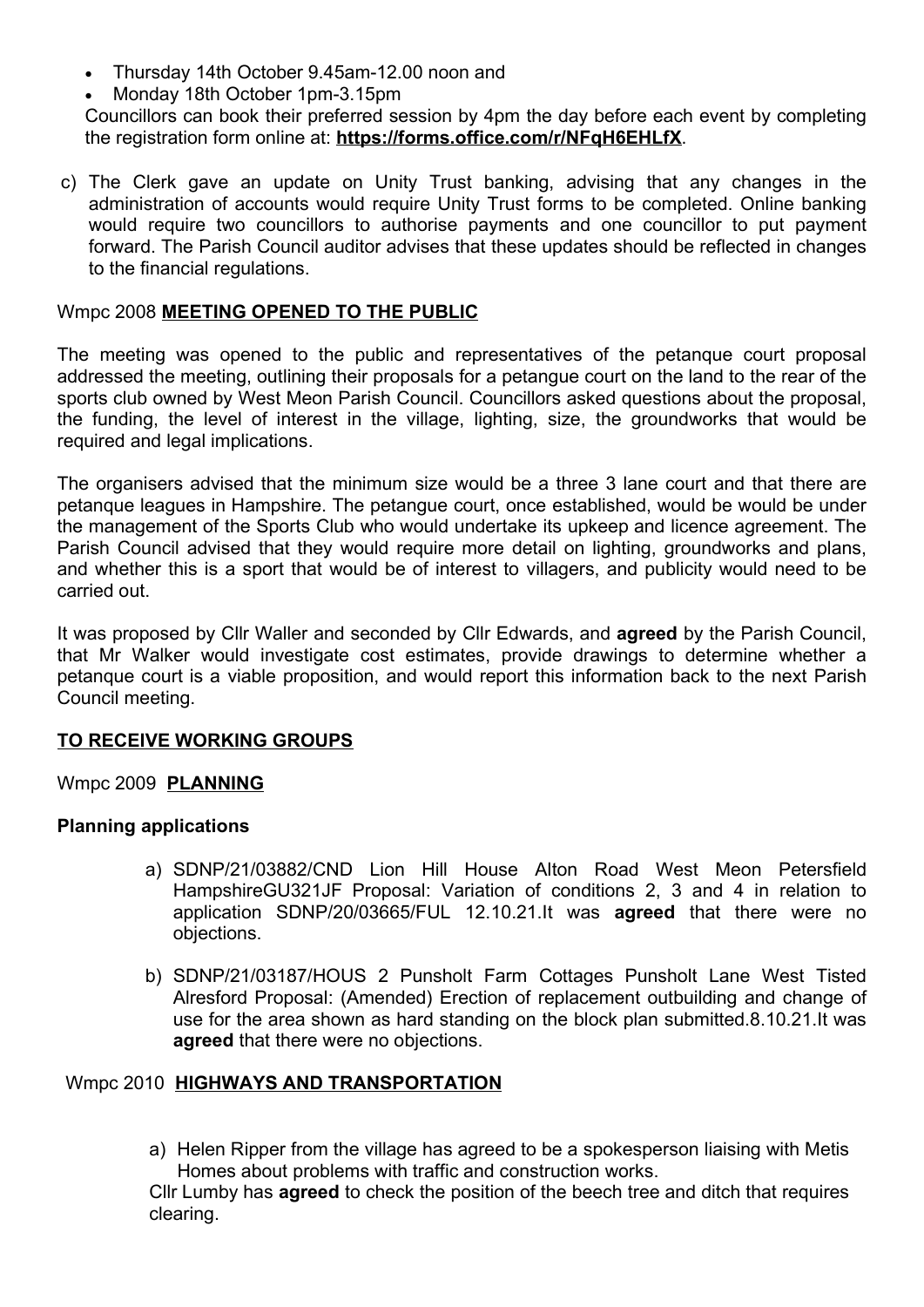- Thursday 14th October 9.45am-12.00 noon and
- Monday 18th October 1pm-3.15pm

Councillors can book their preferred session by 4pm the day before each event by completing the registration form online at: **https://forms.office.com/r/NFqH6EHLfX**.

c) The Clerk gave an update on Unity Trust banking, advising that any changes in the administration of accounts would require Unity Trust forms to be completed. Online banking would require two councillors to authorise payments and one councillor to put payment forward. The Parish Council auditor advises that these updates should be reflected in changes to the financial regulations.

Wmpc 2008 **MEETING OPENED TO THE PUBLIC**

The meeting was opened to the public and representatives of the petanque court proposal addressed the meeting, outlining their proposals for a petangue court on the land to the rear of the sports club owned by West Meon Parish Council. Councillors asked questions about the proposal, the funding, the level of interest in the village, lighting, size, the groundworks that would be required and legal implications.

The organisers advised that the minimum size would be a three 3 lane court and that there are petanque leagues in Hampshire. The petangue court, once established, would be would be under the management of the Sports Club who would undertake its upkeep and licence agreement. The Parish Council advised that they would require more detail on lighting, groundworks and plans, and whether this is a sport that would be of interest to villagers, and publicity would need to be carried out.

It was proposed by Cllr Waller and seconded by Cllr Edwards, and **agreed** by the Parish Council, that Mr Walker would investigate cost estimates, provide drawings to determine whether a petanque court is a viable proposition, and would report this information back to the next Parish Council meeting.

**TO RECEIVE WORKING GROUPS**

Wmpc 2009 **PLANNING**

**Planning applications**

a) SDNP/21/03882/CND Lion Hill House Alton Road West Meon Petersfield HampshireGU321JF Proposal: Variation of conditions 2, 3 and 4 in relation to application SDNP/20/03665/FUL 12.10.21.It was **agreed** that there were no objections.

b) SDNP/21/03187/HOUS 2 Punsholt Farm Cottages Punsholt Lane West Tisted Alresford Proposal: (Amended) Erection of replacement outbuilding and change of use for the area shown as hard standing on the block plan submitted.8.10.21.It was **agreed** that there were no objections.

Wmpc 2010 **HIGHWAYS AND TRANSPORTATION**

a) Helen Ripper from the village has agreed to be a spokesperson liaising with Metis Homes about problems with traffic and construction works.

Cllr Lumby has **agreed** to check the position of the beech tree and ditch that requires clearing.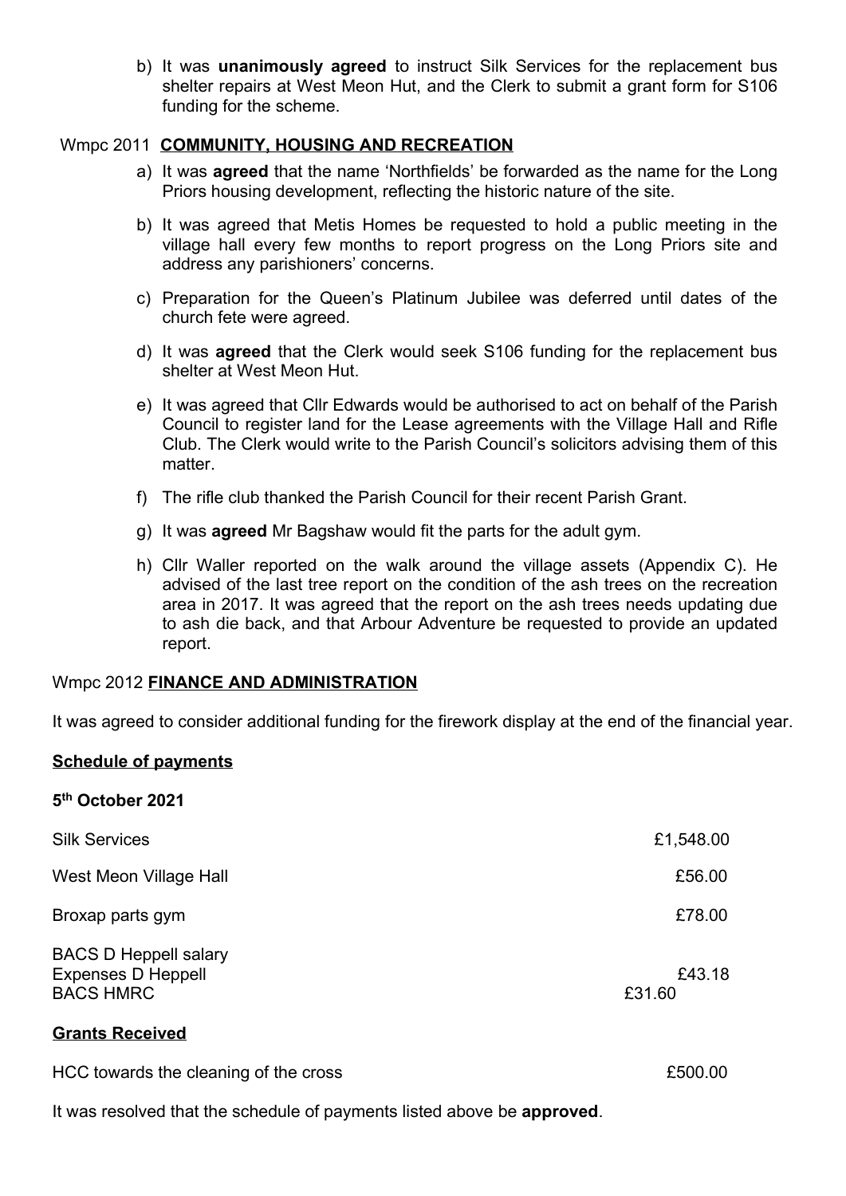b) It was **unanimously agreed** to instruct Silk Services for the replacement bus shelter repairs at West Meon Hut, and the Clerk to submit a grant form for S106 funding for the scheme.

Wmpc 2011 **COMMUNITY, HOUSING AND RECREATION**

a) It was **agreed** that the name 'Northfields' be forwarded as the name for the Long Priors housing development, reflecting the historic nature of the site.

b) It was agreed that Metis Homes be requested to hold a public meeting in the village hall every few months to report progress on the Long Priors site and address any parishioners' concerns.

c) Preparation for the Queen's Platinum Jubilee was deferred until dates of the church fete were agreed.

d) It was **agreed** that the Clerk would seek S106 funding for the replacement bus shelter at West Meon Hut.

e) It was agreed that Cllr Edwards would be authorised to act on behalf of the Parish Council to register land for the Lease agreements with the Village Hall and Rifle Club. The Clerk would write to the Parish Council's solicitors advising them of this matter.

f) The rifle club thanked the Parish Council for their recent Parish Grant.

g) It was **agreed** Mr Bagshaw would fit the parts for the adult gym.

h) Cllr Waller reported on the walk around the village assets (Appendix C). He advised of the last tree report on the condition of the ash trees on the recreation area in 2017. It was agreed that the report on the ash trees needs updating due to ash die back, and that Arbour Adventure be requested to provide an updated report.

Wmpc 2012 **FINANCE AND ADMINISTRATION**

It was agreed to consider additional funding for the firework display at the end of the financial year.

**Schedule of payments**

**5th October 2021**

| | |
|---|---|
| Silk Services | £1,548.00 |
| West Meon Village Hall | £56.00 |
| Broxap parts gym | £78.00 |
| BACS D Heppell salary | |
| Expenses D Heppell | £43.18 |
| BACS HMRC | £31.60 |

**Grants Received**

| | |
|---|---|
| HCC towards the cleaning of the cross | £500.00 |

It was resolved that the schedule of payments listed above be **approved**.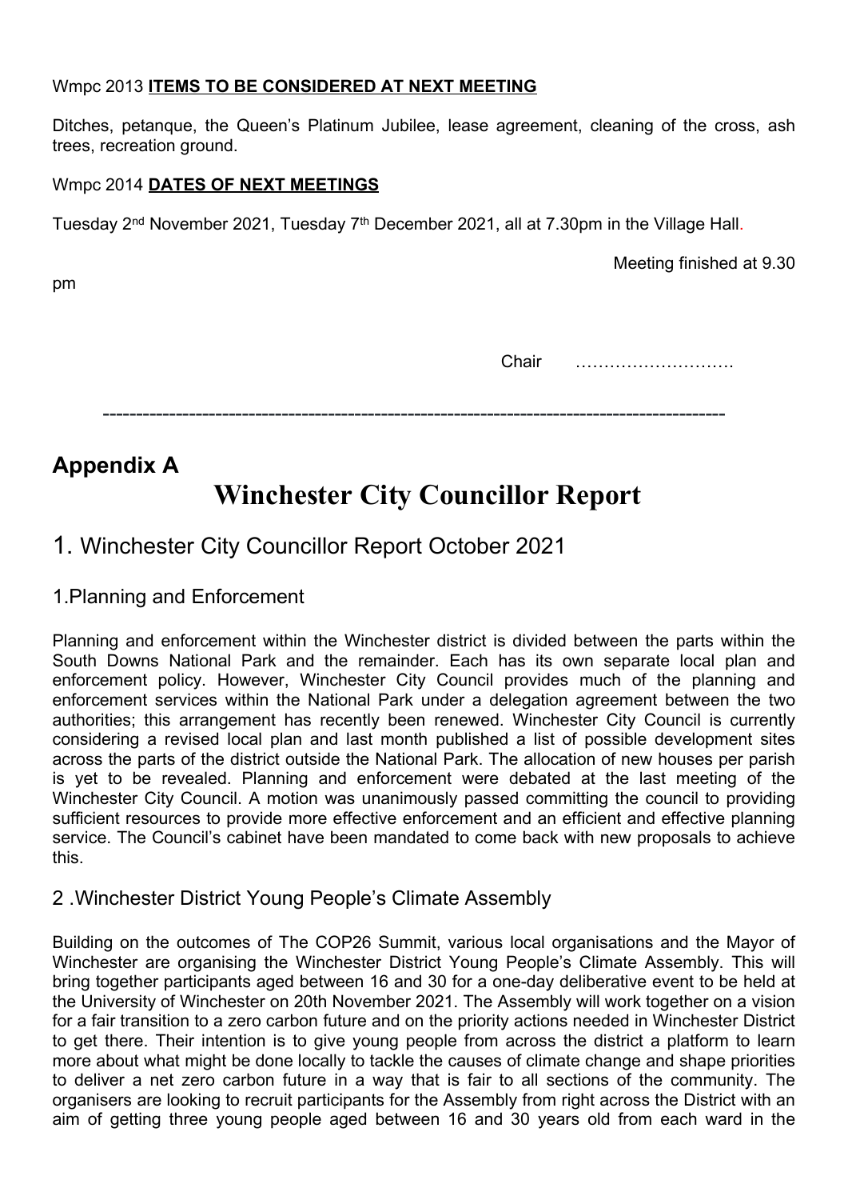Wmpc 2013 **ITEMS TO BE CONSIDERED AT NEXT MEETING**

Ditches, petanque, the Queen's Platinum Jubilee, lease agreement, cleaning of the cross, ash trees, recreation ground.

Wmpc 2014 **DATES OF NEXT MEETINGS**

Tuesday 2nd November 2021, Tuesday 7th December 2021, all at 7.30pm in the Village Hall.

Meeting finished at 9.30 pm

Chair ……………………….

---

## Appendix A

# Winchester City Councillor Report

## 1. Winchester City Councillor Report October 2021

### 1.Planning and Enforcement

Planning and enforcement within the Winchester district is divided between the parts within the South Downs National Park and the remainder. Each has its own separate local plan and enforcement policy. However, Winchester City Council provides much of the planning and enforcement services within the National Park under a delegation agreement between the two authorities; this arrangement has recently been renewed. Winchester City Council is currently considering a revised local plan and last month published a list of possible development sites across the parts of the district outside the National Park. The allocation of new houses per parish is yet to be revealed. Planning and enforcement were debated at the last meeting of the Winchester City Council. A motion was unanimously passed committing the council to providing sufficient resources to provide more effective enforcement and an efficient and effective planning service. The Council's cabinet have been mandated to come back with new proposals to achieve this.

### 2 .Winchester District Young People's Climate Assembly

Building on the outcomes of The COP26 Summit, various local organisations and the Mayor of Winchester are organising the Winchester District Young People's Climate Assembly. This will bring together participants aged between 16 and 30 for a one-day deliberative event to be held at the University of Winchester on 20th November 2021. The Assembly will work together on a vision for a fair transition to a zero carbon future and on the priority actions needed in Winchester District to get there. Their intention is to give young people from across the district a platform to learn more about what might be done locally to tackle the causes of climate change and shape priorities to deliver a net zero carbon future in a way that is fair to all sections of the community. The organisers are looking to recruit participants for the Assembly from right across the District with an aim of getting three young people aged between 16 and 30 years old from each ward in the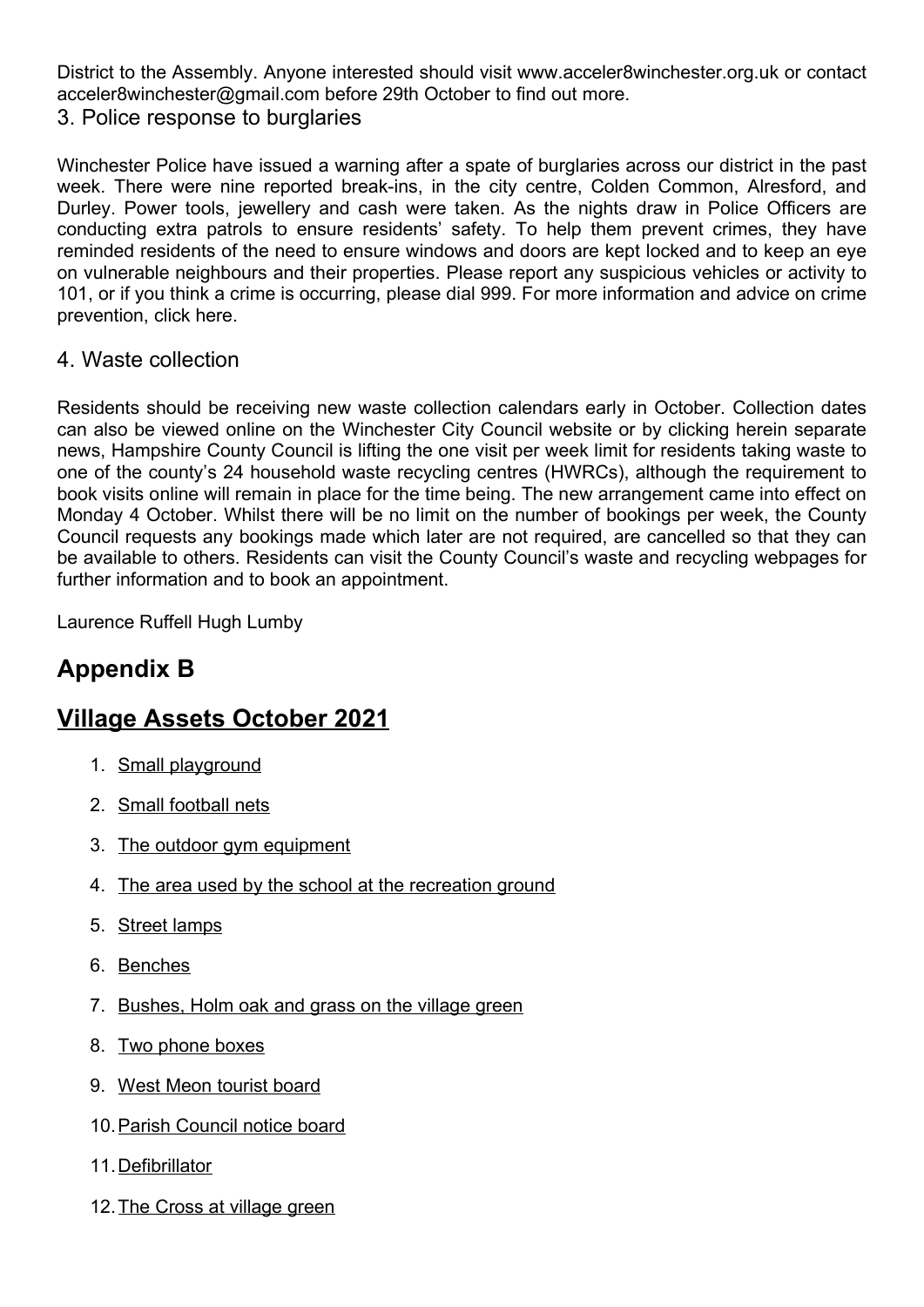District to the Assembly. Anyone interested should visit www.acceler8winchester.org.uk or contact acceler8winchester@gmail.com before 29th October to find out more.

3. Police response to burglaries

Winchester Police have issued a warning after a spate of burglaries across our district in the past week. There were nine reported break-ins, in the city centre, Colden Common, Alresford, and Durley. Power tools, jewellery and cash were taken. As the nights draw in Police Officers are conducting extra patrols to ensure residents' safety. To help them prevent crimes, they have reminded residents of the need to ensure windows and doors are kept locked and to keep an eye on vulnerable neighbours and their properties. Please report any suspicious vehicles or activity to 101, or if you think a crime is occurring, please dial 999. For more information and advice on crime prevention, click here.

4. Waste collection

Residents should be receiving new waste collection calendars early in October. Collection dates can also be viewed online on the Winchester City Council website or by clicking herein separate news, Hampshire County Council is lifting the one visit per week limit for residents taking waste to one of the county's 24 household waste recycling centres (HWRCs), although the requirement to book visits online will remain in place for the time being. The new arrangement came into effect on Monday 4 October. Whilst there will be no limit on the number of bookings per week, the County Council requests any bookings made which later are not required, are cancelled so that they can be available to others. Residents can visit the County Council's waste and recycling webpages for further information and to book an appointment.

Laurence Ruffell Hugh Lumby

## Appendix B

## Village Assets October 2021

1. Small playground
2. Small football nets
3. The outdoor gym equipment
4. The area used by the school at the recreation ground
5. Street lamps
6. Benches
7. Bushes, Holm oak and grass on the village green
8. Two phone boxes
9. West Meon tourist board
10. Parish Council notice board
11. Defibrillator
12. The Cross at village green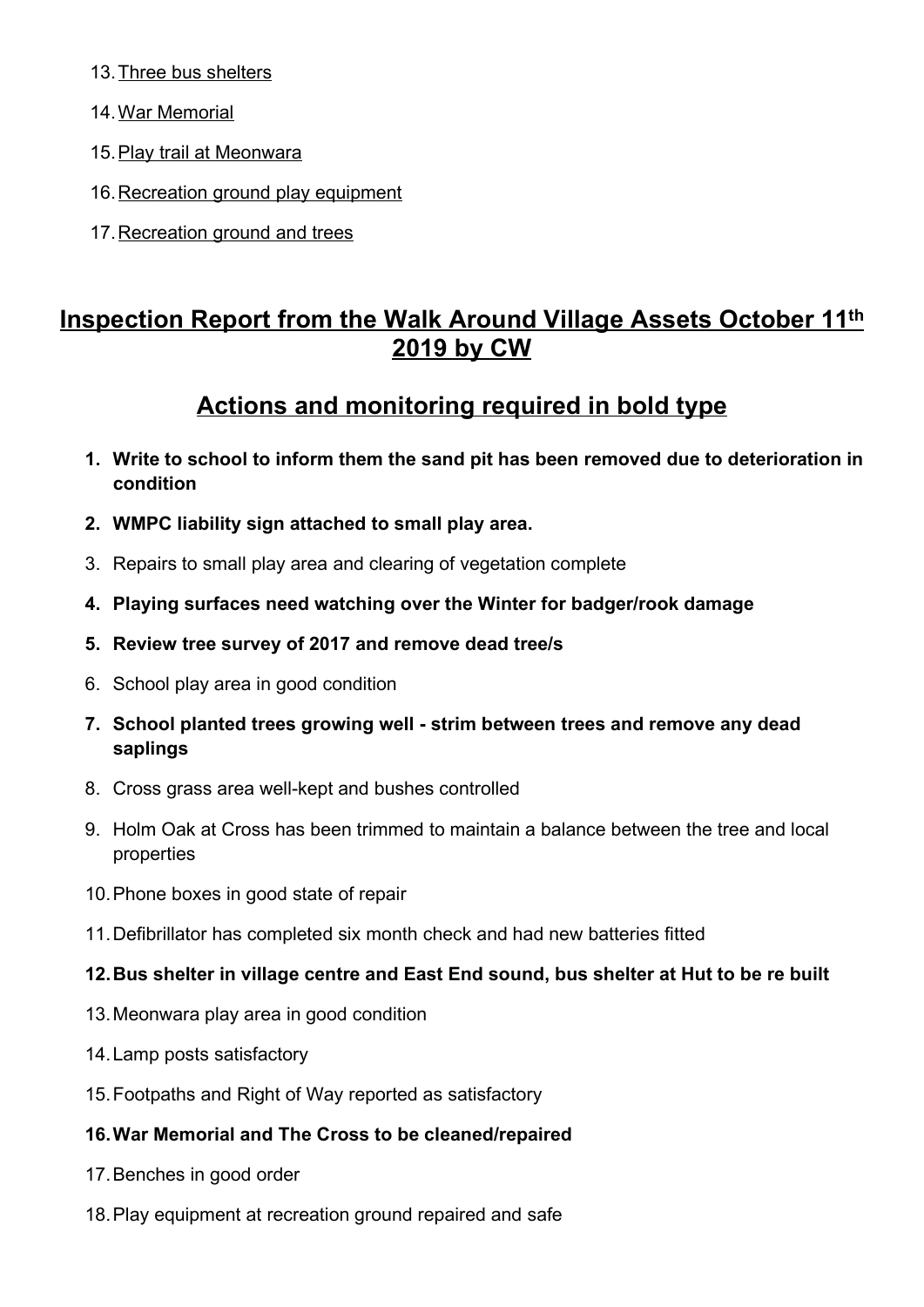13. Three bus shelters
14. War Memorial
15. Play trail at Meonwara
16. Recreation ground play equipment
17. Recreation ground and trees

## Inspection Report from the Walk Around Village Assets October 11th 2019 by CW

## Actions and monitoring required in bold type

1. **Write to school to inform them the sand pit has been removed due to deterioration in condition**
2. **WMPC liability sign attached to small play area.**
3. Repairs to small play area and clearing of vegetation complete
4. **Playing surfaces need watching over the Winter for badger/rook damage**
5. **Review tree survey of 2017 and remove dead tree/s**
6. School play area in good condition
7. **School planted trees growing well - strim between trees and remove any dead saplings**
8. Cross grass area well-kept and bushes controlled
9. Holm Oak at Cross has been trimmed to maintain a balance between the tree and local properties
10. Phone boxes in good state of repair
11. Defibrillator has completed six month check and had new batteries fitted
12. **Bus shelter in village centre and East End sound, bus shelter at Hut to be re built**
13. Meonwara play area in good condition
14. Lamp posts satisfactory
15. Footpaths and Right of Way reported as satisfactory
16. **War Memorial and The Cross to be cleaned/repaired**
17. Benches in good order
18. Play equipment at recreation ground repaired and safe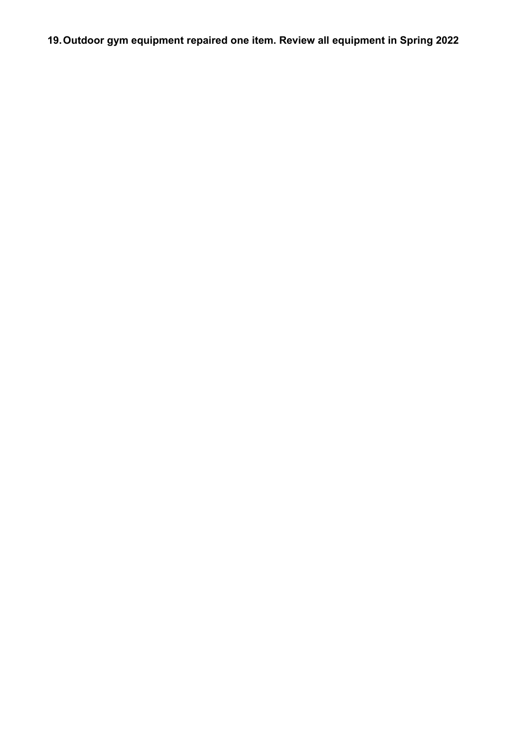19. **Outdoor gym equipment repaired one item. Review all equipment in Spring 2022**